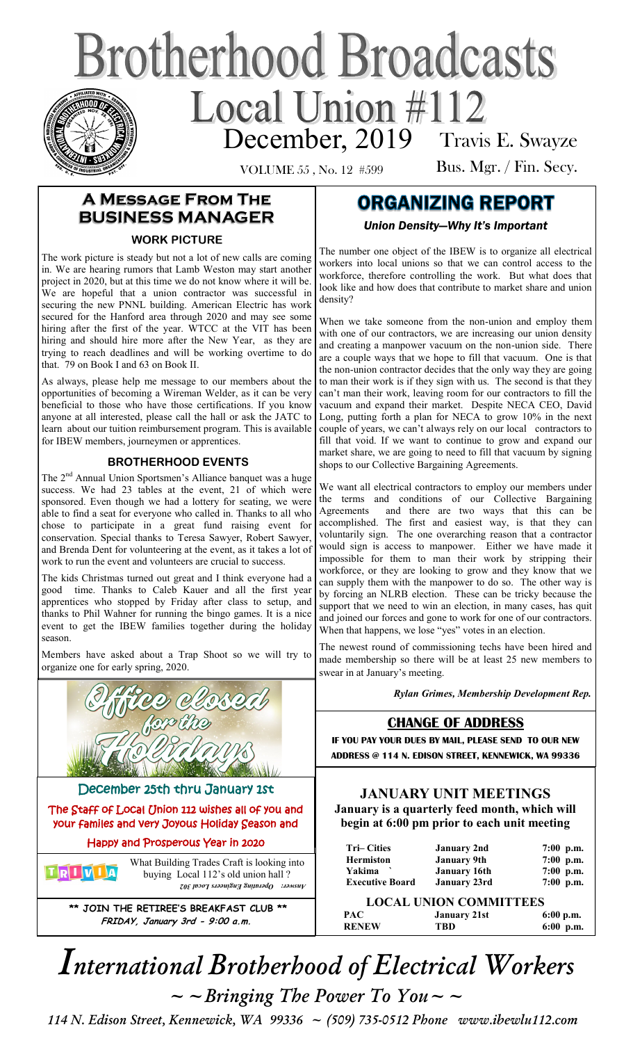# Brotherhood Broadcasts

## Local Union #112

December, 2019 — Travis E. Swayze, Bus. Mgr. / Fin. Secy.

VOLUME 55 , No. 12 #599

## A Message From The Business Manager

### WORK PICTURE

The work picture is steady but not a lot of new calls are coming in. We are hearing rumors that Lamb Weston may start another project in 2020, but at this time we do not know where it will be. We are hopeful that a union contractor was successful in securing the new PNNL building. American Electric has work secured for the Hanford area through 2020 and may see some hiring after the first of the year. WTCC at the VIT has been hiring and should hire more after the New Year, as they are trying to reach deadlines and will be working overtime to do that. 79 on Book I and 63 on Book II.

As always, please help me message to our members about the opportunities of becoming a Wireman Welder, as it can be very beneficial to those who have those certifications. If you know anyone at all interested, please call the hall or ask the JATC to learn about our tuition reimbursement program. This is available for IBEW members, journeymen or apprentices.

### BROTHERHOOD EVENTS

The 2nd Annual Union Sportsmen's Alliance banquet was a huge success. We had 23 tables at the event, 21 of which were sponsored. Even though we had a lottery for seating, we were able to find a seat for everyone who called in. Thanks to all who chose to participate in a great fund raising event for conservation. Special thanks to Teresa Sawyer, Robert Sawyer, and Brenda Dent for volunteering at the event, as it takes a lot of work to run the event and volunteers are crucial to success.

The kids Christmas turned out great and I think everyone had a good time. Thanks to Caleb Kauer and all the first year apprentices who stopped by Friday after class to setup, and thanks to Phil Wahner for running the bingo games. It is a nice event to get the IBEW families together during the holiday season.

Members have asked about a Trap Shoot so we will try to organize one for early spring, 2020.

**Office closed for the Holidays**

December 25th thru January 1st

The Staff of Local Union 112 wishes all of you and your familes and very Joyous Holiday Season and Happy and Prosperous Year in 2020

**TRIVIA**

What Building Trades Craft is looking into buying Local 112's old union hall ?

*Answer: Operating Engineers Local 302*

**\*\* JOIN THE RETIREE'S BREAKFAST CLUB \*\***
***FRIDAY, January 3rd - 9:00 a.m.***

## ORGANIZING REPORT

*Union Density—Why It's Important*

The number one object of the IBEW is to organize all electrical workers into local unions so that we can control access to the workforce, therefore controlling the work. But what does that look like and how does that contribute to market share and union density?

When we take someone from the non-union and employ them with one of our contractors, we are increasing our union density and creating a manpower vacuum on the non-union side. There are a couple ways that we hope to fill that vacuum. One is that the non-union contractor decides that the only way they are going to man their work is if they sign with us. The second is that they can't man their work, leaving room for our contractors to fill the vacuum and expand their market. Despite NECA CEO, David Long, putting forth a plan for NECA to grow 10% in the next couple of years, we can't always rely on our local contractors to fill that void. If we want to continue to grow and expand our market share, we are going to need to fill that vacuum by signing shops to our Collective Bargaining Agreements.

We want all electrical contractors to employ our members under the terms and conditions of our Collective Bargaining Agreements and there are two ways that this can be accomplished. The first and easiest way, is that they can voluntarily sign. The one overarching reason that a contractor would sign is access to manpower. Either we have made it impossible for them to man their work by stripping their workforce, or they are looking to grow and they know that we can supply them with the manpower to do so. The other way is by forcing an NLRB election. These can be tricky because the support that we need to win an election, in many cases, has quit and joined our forces and gone to work for one of our contractors. When that happens, we lose "yes" votes in an election.

The newest round of commissioning techs have been hired and made membership so there will be at least 25 new members to swear in at January's meeting.

***Rylan Grimes, Membership Development Rep.***

## CHANGE OF ADDRESS

**IF YOU PAY YOUR DUES BY MAIL, PLEASE SEND TO OUR NEW ADDRESS @ 114 N. EDISON STREET, KENNEWICK, WA 99336**

## JANUARY UNIT MEETINGS

**January is a quarterly feed month, which will begin at 6:00 pm prior to each unit meeting**

| | | |
|---|---|---|
| **Tri– Cities** | **January 2nd** | **7:00 p.m.** |
| **Hermiston** | **January 9th** | **7:00 p.m.** |
| **Yakima** | **January 16th** | **7:00 p.m.** |
| **Executive Board** | **January 23rd** | **7:00 p.m.** |

**LOCAL UNION COMMITTEES**

| | | |
|---|---|---|
| **PAC** | **January 21st** | **6:00 p.m.** |
| **RENEW** | **TBD** | **6:00 p.m.** |

# *International Brotherhood of Electrical Workers*

*~ ~ Bringing The Power To You ~ ~*

*114 N. Edison Street, Kennewick, WA 99336 ~ (509) 735-0512 Phone www.ibewlu112.com*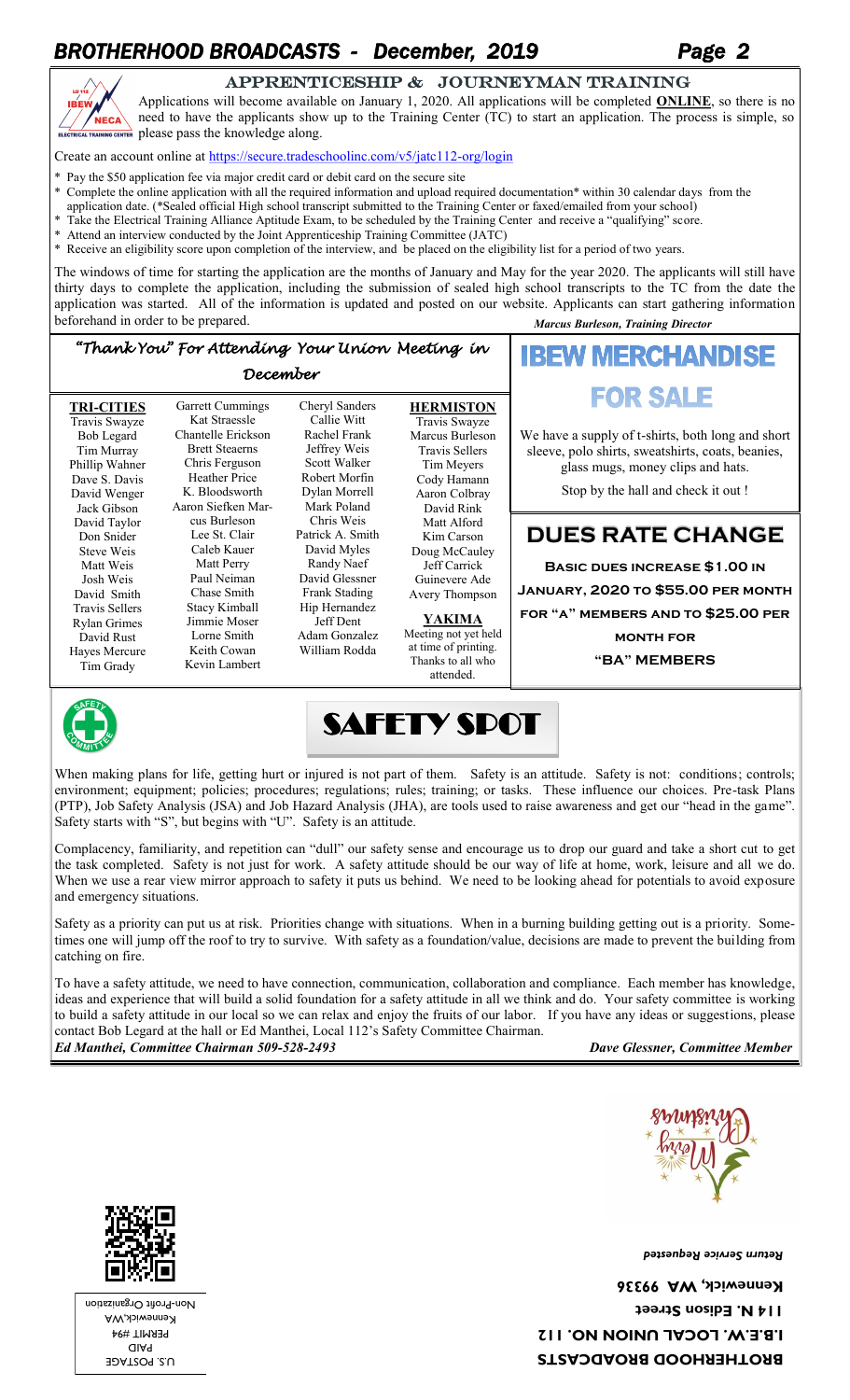## APPRENTICESHIP & JOURNEYMAN TRAINING

Applications will become available on January 1, 2020. All applications will be completed **ONLINE**, so there is no need to have the applicants show up to the Training Center (TC) to start an application. The process is simple, so please pass the knowledge along.

Create an account online at https://secure.tradeschoolinc.com/v5/jatc112-org/login

* Pay the $50 application fee via major credit card or debit card on the secure site
* Complete the online application with all the required information and upload required documentation* within 30 calendar days from the application date. (*Sealed official High school transcript submitted to the Training Center or faxed/emailed from your school)
* Take the Electrical Training Alliance Aptitude Exam, to be scheduled by the Training Center and receive a "qualifying" score.
* Attend an interview conducted by the Joint Apprenticeship Training Committee (JATC)
* Receive an eligibility score upon completion of the interview, and be placed on the eligibility list for a period of two years.

The windows of time for starting the application are the months of January and May for the year 2020. The applicants will still have thirty days to complete the application, including the submission of sealed high school transcripts to the TC from the date the application was started. All of the information is updated and posted on our website. Applicants can start gathering information beforehand in order to be prepared.

*Marcus Burleson, Training Director*

## "Thank You" For Attending Your Union Meeting in December

**TRI-CITIES**
Travis Swayze
Bob Legard
Tim Murray
Phillip Wahner
Dave S. Davis
David Wenger
Jack Gibson
David Taylor
Don Snider
Steve Weis
Matt Weis
Josh Weis
David Smith
Travis Sellers
Rylan Grimes
David Rust
Hayes Mercure
Tim Grady
Garrett Cummings
Kat Straessle
Chantelle Erickson
Brett Steaerns
Chris Ferguson
Heather Price
K. Bloodsworth
Aaron Siefken Marcus Burleson
Lee St. Clair
Caleb Kauer
Matt Perry
Paul Neiman
Chase Smith
Stacy Kimball
Jimmie Moser
Lorne Smith
Keith Cowan
Kevin Lambert
Cheryl Sanders
Callie Witt
Rachel Frank
Jeffrey Weis
Scott Walker
Robert Morfin
Dylan Morrell
Mark Poland
Chris Weis
Patrick A. Smith
David Myles
Randy Naef
David Glessner
Frank Stading
Hip Hernandez
Jeff Dent
Adam Gonzalez
William Rodda

**HERMISTON**
Travis Swayze
Marcus Burleson
Travis Sellers
Tim Meyers
Cody Hamann
Aaron Colbray
David Rink
Matt Alford
Kim Carson
Doug McCauley
Jeff Carrick
Guinevere Ade
Avery Thompson

**YAKIMA**
Meeting not yet held at time of printing. Thanks to all who attended.

## IBEW MERCHANDISE FOR SALE

We have a supply of t-shirts, both long and short sleeve, polo shirts, sweatshirts, coats, beanies, glass mugs, money clips and hats.

Stop by the hall and check it out !

## DUES RATE CHANGE

**Basic dues increase $1.00 in January, 2020 to $55.00 per month for "A" members and to $25.00 per month for "BA" members**

## SAFETY SPOT

When making plans for life, getting hurt or injured is not part of them. Safety is an attitude. Safety is not: conditions; controls; environment; equipment; policies; procedures; regulations; rules; training; or tasks. These influence our choices. Pre-task Plans (PTP), Job Safety Analysis (JSA) and Job Hazard Analysis (JHA), are tools used to raise awareness and get our "head in the game". Safety starts with "S", but begins with "U". Safety is an attitude.

Complacency, familiarity, and repetition can "dull" our safety sense and encourage us to drop our guard and take a short cut to get the task completed. Safety is not just for work. A safety attitude should be our way of life at home, work, leisure and all we do. When we use a rear view mirror approach to safety it puts us behind. We need to be looking ahead for potentials to avoid exposure and emergency situations.

Safety as a priority can put us at risk. Priorities change with situations. When in a burning building getting out is a priority. Sometimes one will jump off the roof to try to survive. With safety as a foundation/value, decisions are made to prevent the building from catching on fire.

To have a safety attitude, we need to have connection, communication, collaboration and compliance. Each member has knowledge, ideas and experience that will build a solid foundation for a safety attitude in all we think and do. Your safety committee is working to build a safety attitude in our local so we can relax and enjoy the fruits of our labor. If you have any ideas or suggestions, please contact Bob Legard at the hall or Ed Manthei, Local 112's Safety Committee Chairman.

*Ed Manthei, Committee Chairman 509-528-2493* — *Dave Glessner, Committee Member*

Merry Christmas

U.S. POSTAGE
PAID
PERMIT #94
Kennewick, WA
Non-Profit Organization

**BROTHERHOOD BROADCASTS**
**I.B.E.W. LOCAL UNION NO. 112**
**114 N. Edison Street**
**Kennewick, WA 99336**

*Return Service Requested*